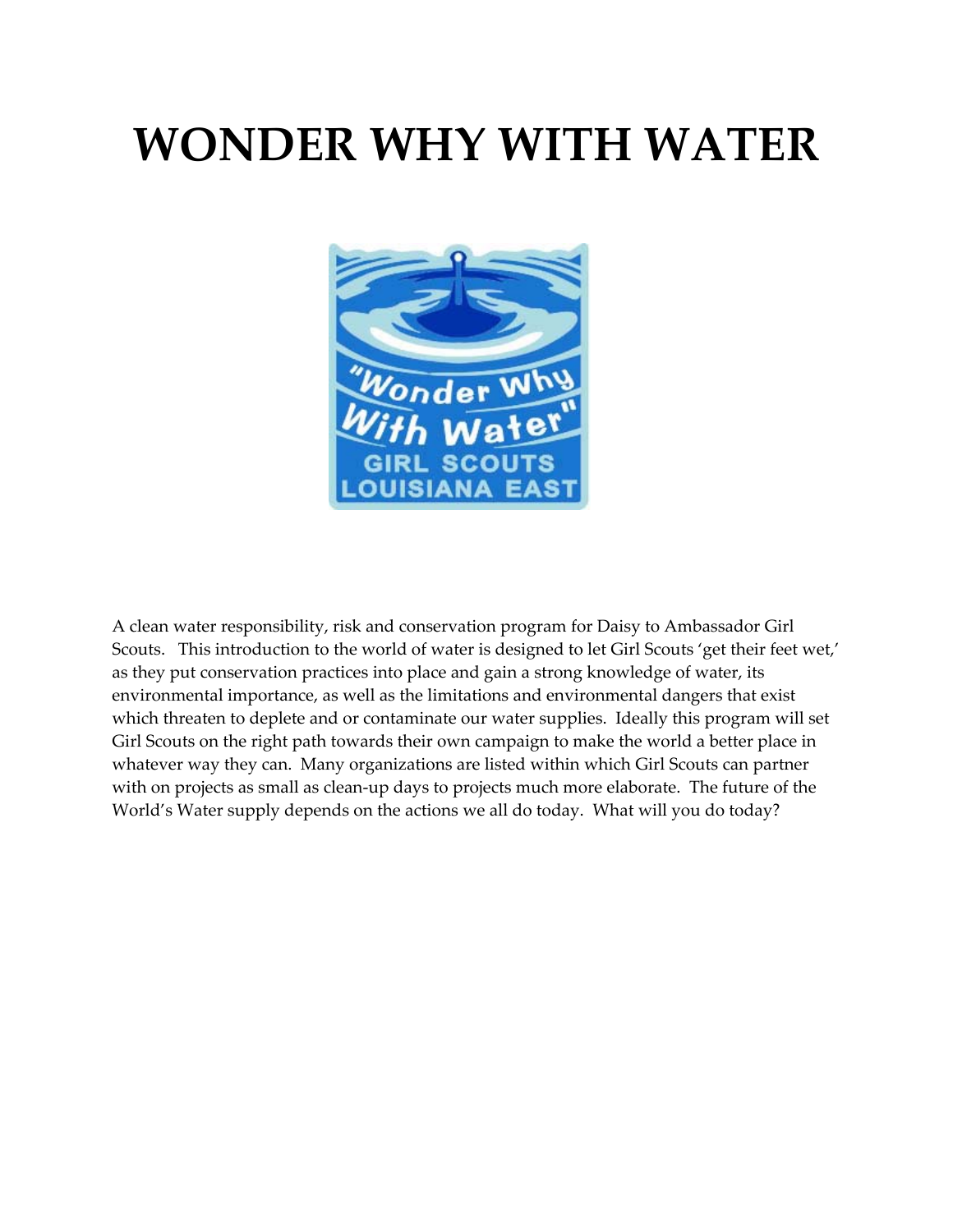# WONDER WHY WITH WATER

A clean water responsibility, risk and conservation program for Daisy to Ambassador Girl Scouts. This introduction to the world of water is designed to let Girl Scouts 'get their feet wet,' as they put conservation practices into place and gain a strong knowledge of water, its environmental importance, as well as the limitations and environmental dangers that exist which threaten to deplete and or contaminate our water supplies. Ideally this program will set Girl Scouts on the right path towards their own campaign to make the world a better place in whatever way they can. Many organizations are listed within which Girl Scouts can partner with on projects as small as clean-up days to projects much more elaborate. The future of the World's Water supply depends on the actions we all do today. What will you do today?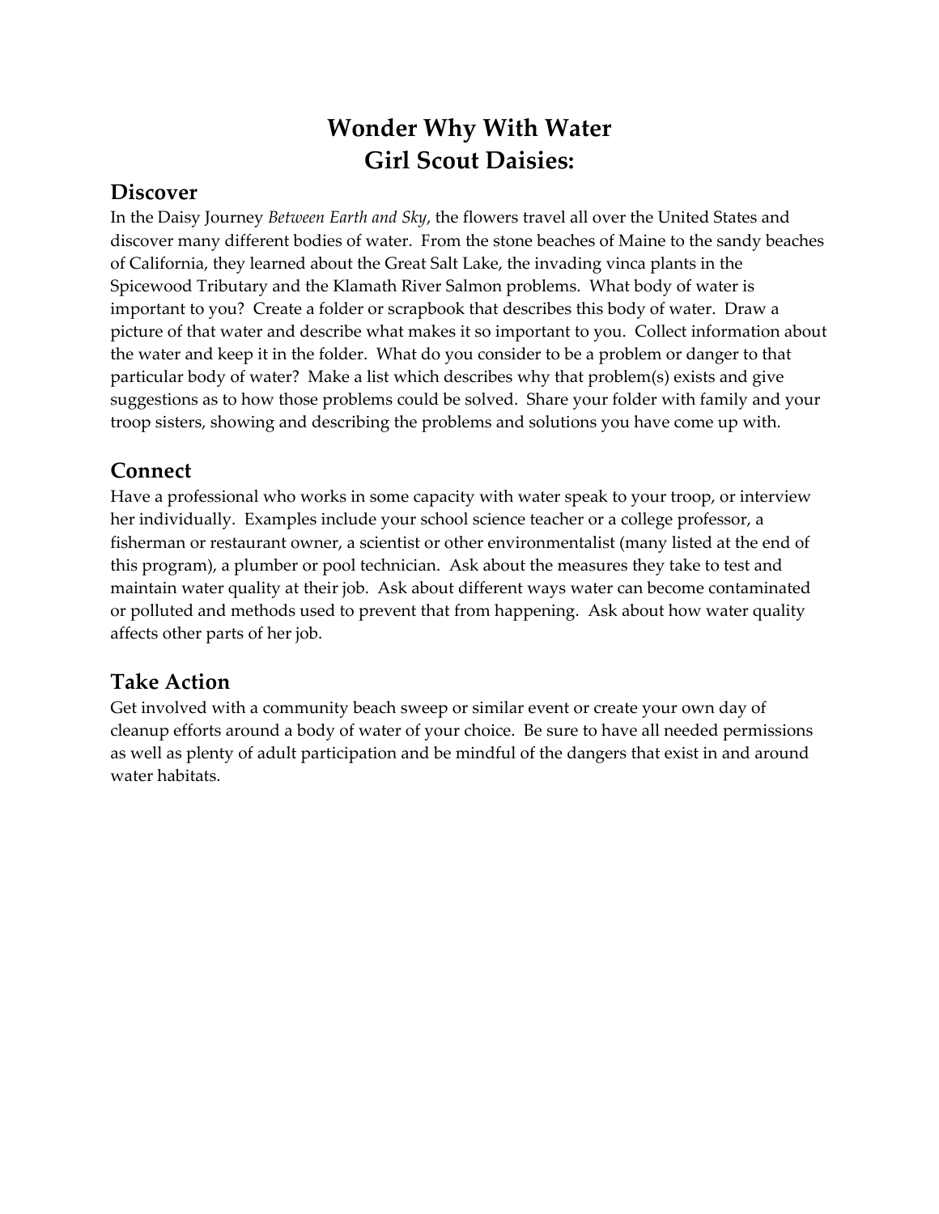# Wonder Why With Water
# Girl Scout Daisies:

## Discover

In the Daisy Journey *Between Earth and Sky*, the flowers travel all over the United States and discover many different bodies of water. From the stone beaches of Maine to the sandy beaches of California, they learned about the Great Salt Lake, the invading vinca plants in the Spicewood Tributary and the Klamath River Salmon problems. What body of water is important to you? Create a folder or scrapbook that describes this body of water. Draw a picture of that water and describe what makes it so important to you. Collect information about the water and keep it in the folder. What do you consider to be a problem or danger to that particular body of water? Make a list which describes why that problem(s) exists and give suggestions as to how those problems could be solved. Share your folder with family and your troop sisters, showing and describing the problems and solutions you have come up with.

## Connect

Have a professional who works in some capacity with water speak to your troop, or interview her individually. Examples include your school science teacher or a college professor, a fisherman or restaurant owner, a scientist or other environmentalist (many listed at the end of this program), a plumber or pool technician. Ask about the measures they take to test and maintain water quality at their job. Ask about different ways water can become contaminated or polluted and methods used to prevent that from happening. Ask about how water quality affects other parts of her job.

## Take Action

Get involved with a community beach sweep or similar event or create your own day of cleanup efforts around a body of water of your choice. Be sure to have all needed permissions as well as plenty of adult participation and be mindful of the dangers that exist in and around water habitats.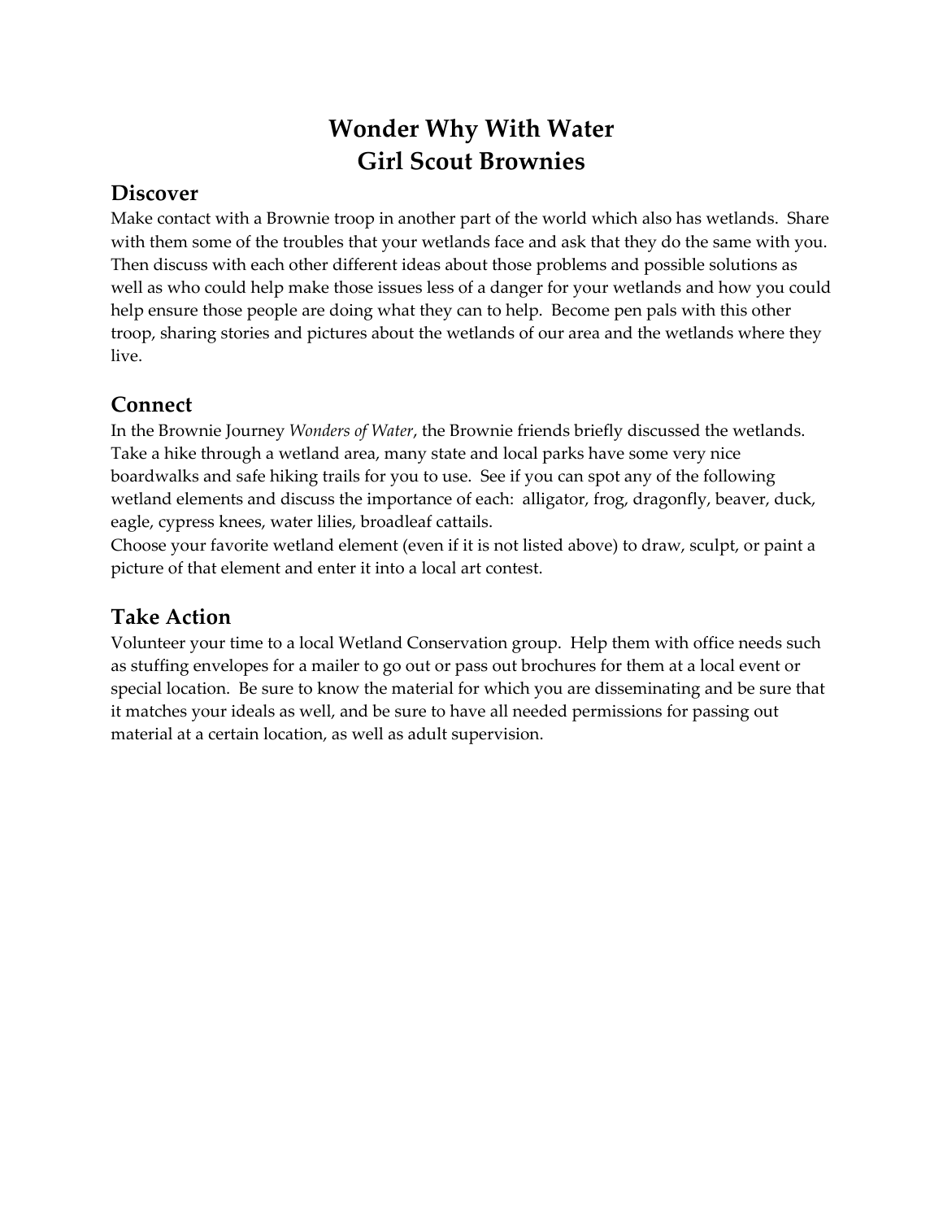# Wonder Why With Water
# Girl Scout Brownies

## Discover

Make contact with a Brownie troop in another part of the world which also has wetlands. Share with them some of the troubles that your wetlands face and ask that they do the same with you. Then discuss with each other different ideas about those problems and possible solutions as well as who could help make those issues less of a danger for your wetlands and how you could help ensure those people are doing what they can to help. Become pen pals with this other troop, sharing stories and pictures about the wetlands of our area and the wetlands where they live.

## Connect

In the Brownie Journey *Wonders of Water*, the Brownie friends briefly discussed the wetlands. Take a hike through a wetland area, many state and local parks have some very nice boardwalks and safe hiking trails for you to use. See if you can spot any of the following wetland elements and discuss the importance of each: alligator, frog, dragonfly, beaver, duck, eagle, cypress knees, water lilies, broadleaf cattails.
Choose your favorite wetland element (even if it is not listed above) to draw, sculpt, or paint a picture of that element and enter it into a local art contest.

## Take Action

Volunteer your time to a local Wetland Conservation group. Help them with office needs such as stuffing envelopes for a mailer to go out or pass out brochures for them at a local event or special location. Be sure to know the material for which you are disseminating and be sure that it matches your ideals as well, and be sure to have all needed permissions for passing out material at a certain location, as well as adult supervision.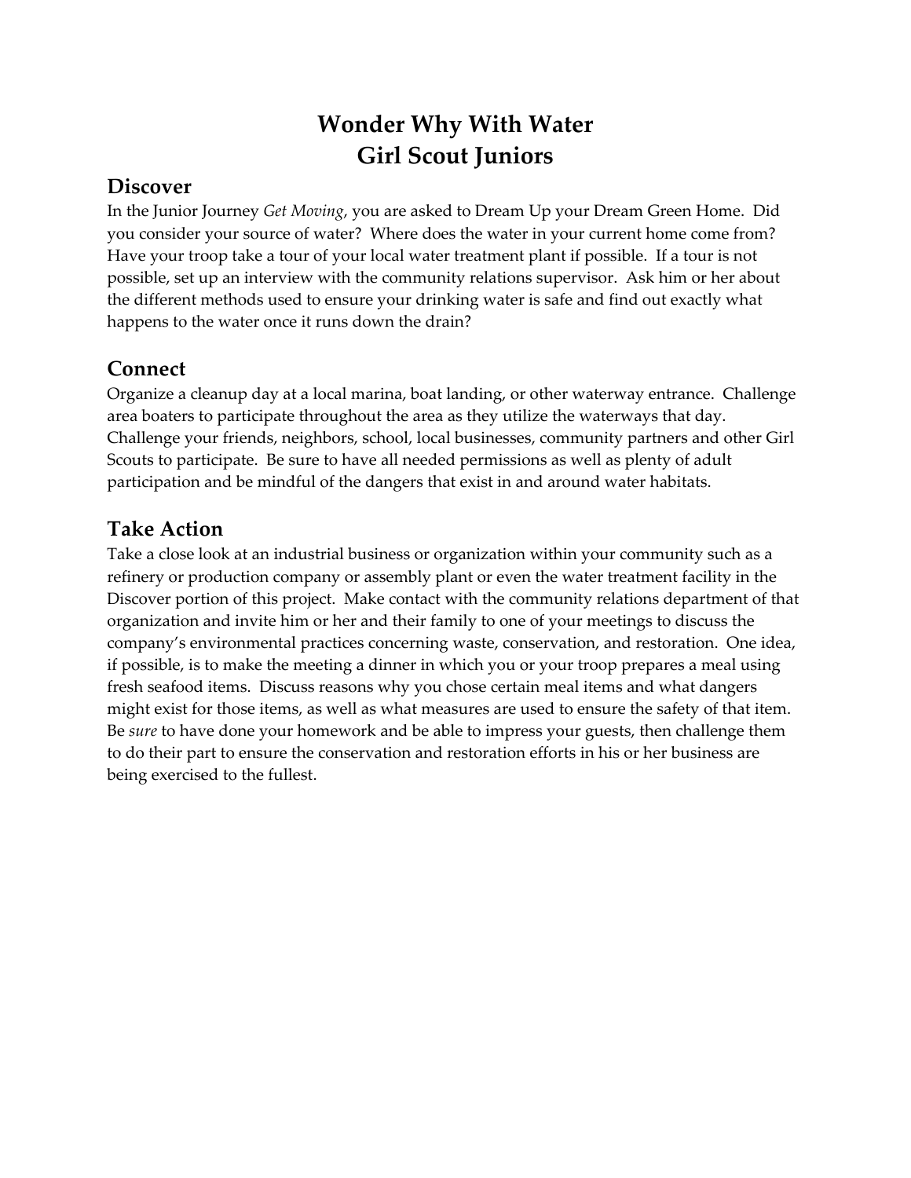# Wonder Why With Water
# Girl Scout Juniors

## Discover

In the Junior Journey *Get Moving*, you are asked to Dream Up your Dream Green Home. Did you consider your source of water? Where does the water in your current home come from? Have your troop take a tour of your local water treatment plant if possible. If a tour is not possible, set up an interview with the community relations supervisor. Ask him or her about the different methods used to ensure your drinking water is safe and find out exactly what happens to the water once it runs down the drain?

## Connect

Organize a cleanup day at a local marina, boat landing, or other waterway entrance. Challenge area boaters to participate throughout the area as they utilize the waterways that day. Challenge your friends, neighbors, school, local businesses, community partners and other Girl Scouts to participate. Be sure to have all needed permissions as well as plenty of adult participation and be mindful of the dangers that exist in and around water habitats.

## Take Action

Take a close look at an industrial business or organization within your community such as a refinery or production company or assembly plant or even the water treatment facility in the Discover portion of this project. Make contact with the community relations department of that organization and invite him or her and their family to one of your meetings to discuss the company's environmental practices concerning waste, conservation, and restoration. One idea, if possible, is to make the meeting a dinner in which you or your troop prepares a meal using fresh seafood items. Discuss reasons why you chose certain meal items and what dangers might exist for those items, as well as what measures are used to ensure the safety of that item. Be *sure* to have done your homework and be able to impress your guests, then challenge them to do their part to ensure the conservation and restoration efforts in his or her business are being exercised to the fullest.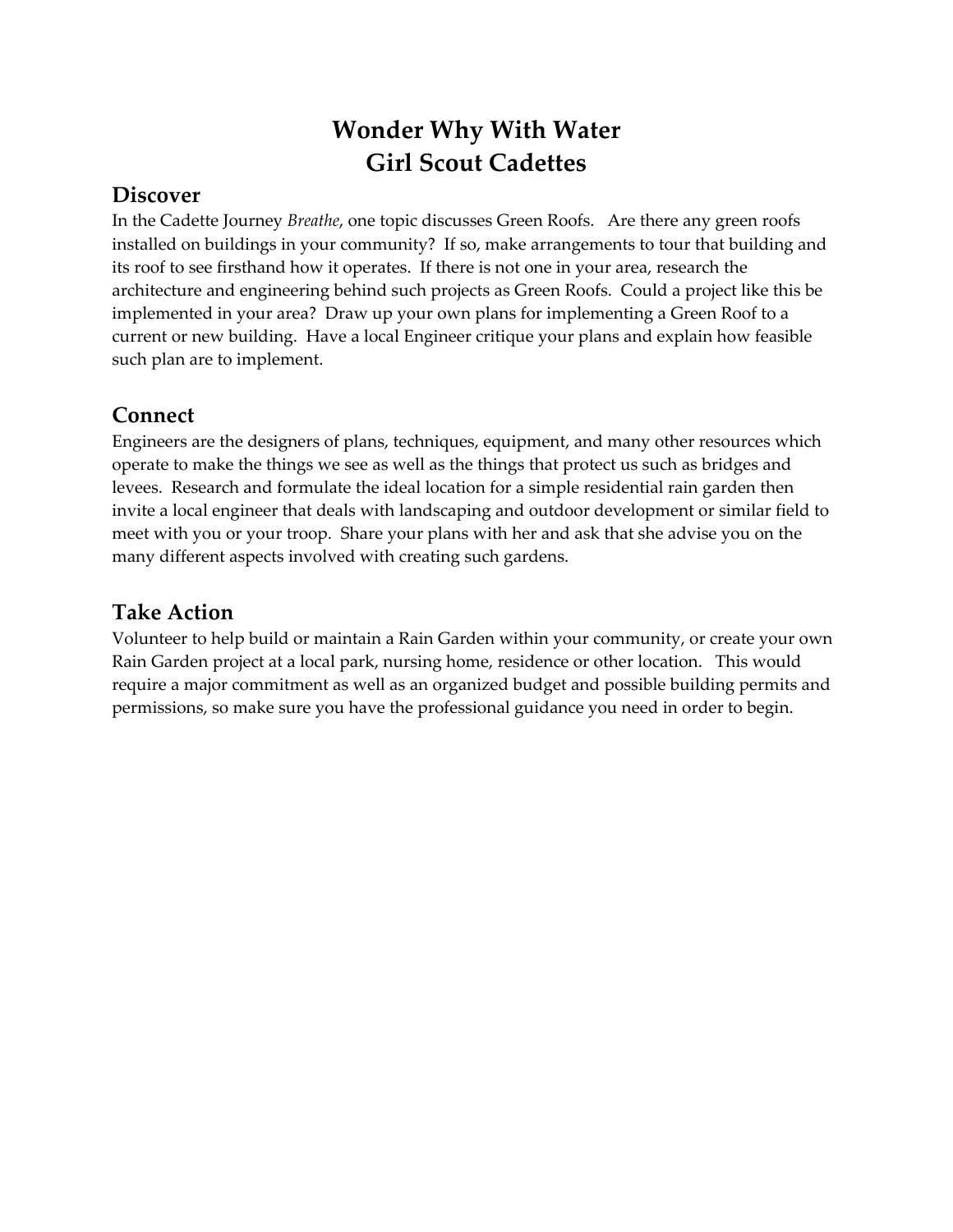# Wonder Why With Water
# Girl Scout Cadettes

## Discover

In the Cadette Journey *Breathe*, one topic discusses Green Roofs. Are there any green roofs installed on buildings in your community? If so, make arrangements to tour that building and its roof to see firsthand how it operates. If there is not one in your area, research the architecture and engineering behind such projects as Green Roofs. Could a project like this be implemented in your area? Draw up your own plans for implementing a Green Roof to a current or new building. Have a local Engineer critique your plans and explain how feasible such plan are to implement.

## Connect

Engineers are the designers of plans, techniques, equipment, and many other resources which operate to make the things we see as well as the things that protect us such as bridges and levees. Research and formulate the ideal location for a simple residential rain garden then invite a local engineer that deals with landscaping and outdoor development or similar field to meet with you or your troop. Share your plans with her and ask that she advise you on the many different aspects involved with creating such gardens.

## Take Action

Volunteer to help build or maintain a Rain Garden within your community, or create your own Rain Garden project at a local park, nursing home, residence or other location. This would require a major commitment as well as an organized budget and possible building permits and permissions, so make sure you have the professional guidance you need in order to begin.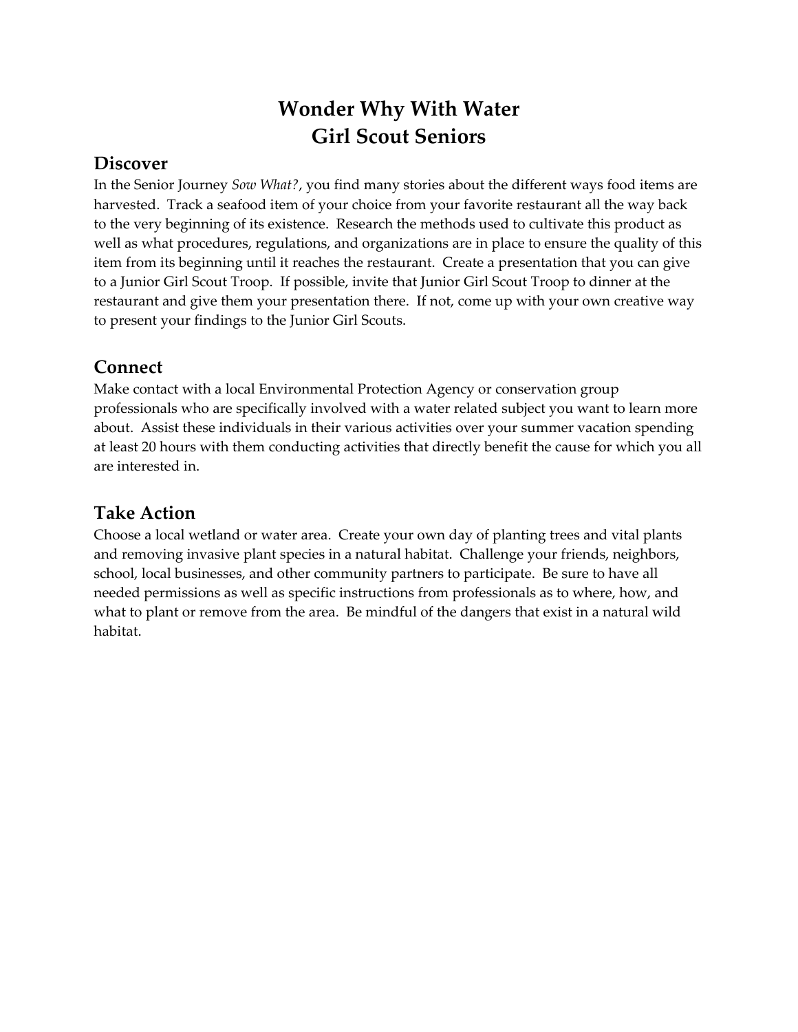# Wonder Why With Water
# Girl Scout Seniors

## Discover

In the Senior Journey *Sow What?*, you find many stories about the different ways food items are harvested. Track a seafood item of your choice from your favorite restaurant all the way back to the very beginning of its existence. Research the methods used to cultivate this product as well as what procedures, regulations, and organizations are in place to ensure the quality of this item from its beginning until it reaches the restaurant. Create a presentation that you can give to a Junior Girl Scout Troop. If possible, invite that Junior Girl Scout Troop to dinner at the restaurant and give them your presentation there. If not, come up with your own creative way to present your findings to the Junior Girl Scouts.

## Connect

Make contact with a local Environmental Protection Agency or conservation group professionals who are specifically involved with a water related subject you want to learn more about. Assist these individuals in their various activities over your summer vacation spending at least 20 hours with them conducting activities that directly benefit the cause for which you all are interested in.

## Take Action

Choose a local wetland or water area. Create your own day of planting trees and vital plants and removing invasive plant species in a natural habitat. Challenge your friends, neighbors, school, local businesses, and other community partners to participate. Be sure to have all needed permissions as well as specific instructions from professionals as to where, how, and what to plant or remove from the area. Be mindful of the dangers that exist in a natural wild habitat.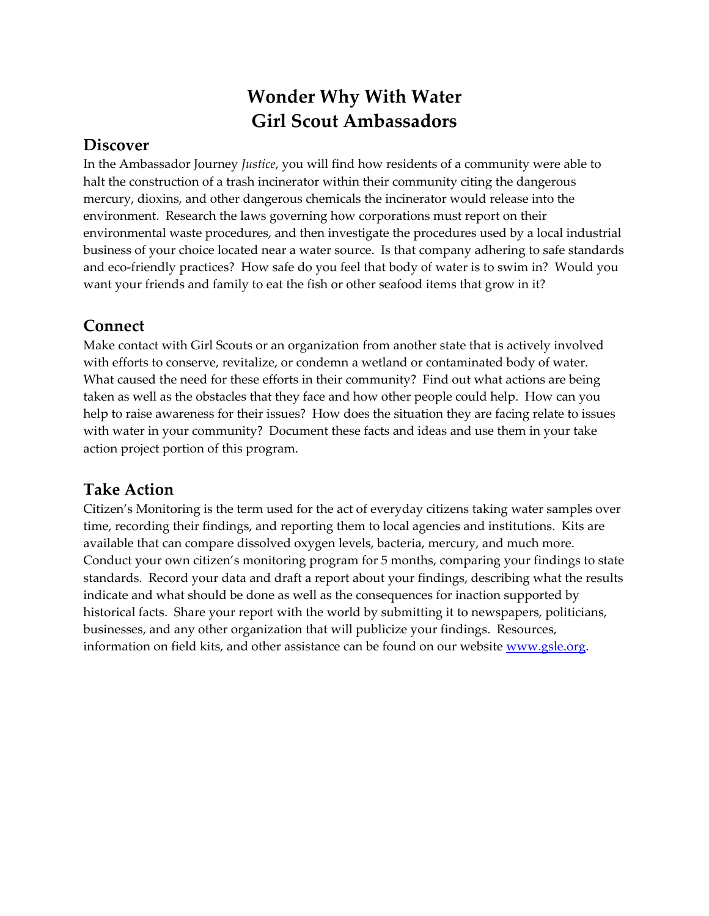# Wonder Why With Water
# Girl Scout Ambassadors

## Discover

In the Ambassador Journey *Justice*, you will find how residents of a community were able to halt the construction of a trash incinerator within their community citing the dangerous mercury, dioxins, and other dangerous chemicals the incinerator would release into the environment. Research the laws governing how corporations must report on their environmental waste procedures, and then investigate the procedures used by a local industrial business of your choice located near a water source. Is that company adhering to safe standards and eco-friendly practices? How safe do you feel that body of water is to swim in? Would you want your friends and family to eat the fish or other seafood items that grow in it?

## Connect

Make contact with Girl Scouts or an organization from another state that is actively involved with efforts to conserve, revitalize, or condemn a wetland or contaminated body of water. What caused the need for these efforts in their community? Find out what actions are being taken as well as the obstacles that they face and how other people could help. How can you help to raise awareness for their issues? How does the situation they are facing relate to issues with water in your community? Document these facts and ideas and use them in your take action project portion of this program.

## Take Action

Citizen's Monitoring is the term used for the act of everyday citizens taking water samples over time, recording their findings, and reporting them to local agencies and institutions. Kits are available that can compare dissolved oxygen levels, bacteria, mercury, and much more. Conduct your own citizen's monitoring program for 5 months, comparing your findings to state standards. Record your data and draft a report about your findings, describing what the results indicate and what should be done as well as the consequences for inaction supported by historical facts. Share your report with the world by submitting it to newspapers, politicians, businesses, and any other organization that will publicize your findings. Resources, information on field kits, and other assistance can be found on our website [www.gsle.org](http://www.gsle.org).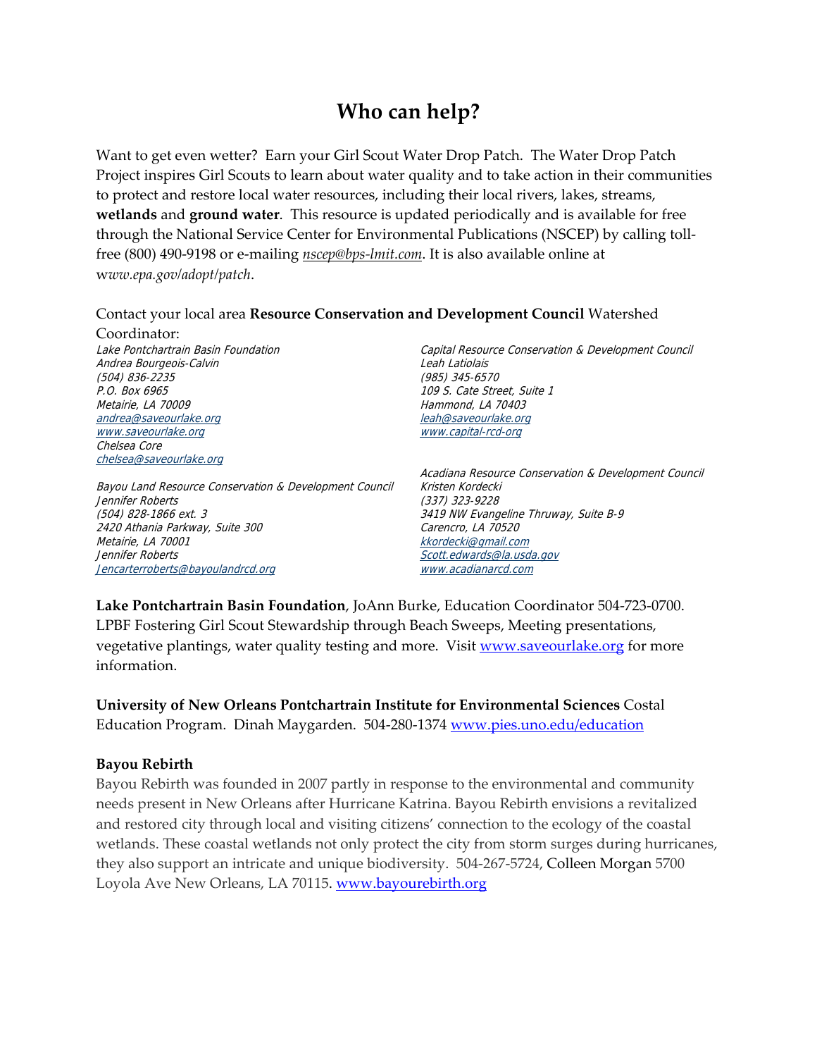# Who can help?

Want to get even wetter? Earn your Girl Scout Water Drop Patch. The Water Drop Patch Project inspires Girl Scouts to learn about water quality and to take action in their communities to protect and restore local water resources, including their local rivers, lakes, streams, **wetlands** and **ground water**. This resource is updated periodically and is available for free through the National Service Center for Environmental Publications (NSCEP) by calling toll-free (800) 490-9198 or e-mailing *nscep@bps-lmit.com*. It is also available online at w*ww.epa.gov/adopt/patch*.

Contact your local area **Resource Conservation and Development Council** Watershed Coordinator:

*Lake Pontchartrain Basin Foundation*
*Andrea Bourgeois-Calvin*
*(504) 836-2235*
*P.O. Box 6965*
*Metairie, LA 70009*
*andrea@saveourlake.org*
*www.saveourlake.org*
*Chelsea Core*
*chelsea@saveourlake.org*

*Bayou Land Resource Conservation & Development Council*
*Jennifer Roberts*
*(504) 828-1866 ext. 3*
*2420 Athania Parkway, Suite 300*
*Metairie, LA 70001*
*Jennifer Roberts*
*Jencarterroberts@bayoulandrcd.org*

*Capital Resource Conservation & Development Council*
*Leah Latiolais*
*(985) 345-6570*
*109 S. Cate Street, Suite 1*
*Hammond, LA 70403*
*leah@saveourlake.org*
*www.capital-rcd-org*

*Acadiana Resource Conservation & Development Council*
*Kristen Kordecki*
*(337) 323-9228*
*3419 NW Evangeline Thruway, Suite B-9*
*Carencro, LA 70520*
*kkordecki@gmail.com*
*Scott.edwards@la.usda.gov*
*www.acadianarcd.com*

**Lake Pontchartrain Basin Foundation**, JoAnn Burke, Education Coordinator 504-723-0700. LPBF Fostering Girl Scout Stewardship through Beach Sweeps, Meeting presentations, vegetative plantings, water quality testing and more. Visit www.saveourlake.org for more information.

**University of New Orleans Pontchartrain Institute for Environmental Sciences** Costal Education Program. Dinah Maygarden. 504-280-1374 www.pies.uno.edu/education

**Bayou Rebirth**

Bayou Rebirth was founded in 2007 partly in response to the environmental and community needs present in New Orleans after Hurricane Katrina. Bayou Rebirth envisions a revitalized and restored city through local and visiting citizens' connection to the ecology of the coastal wetlands. These coastal wetlands not only protect the city from storm surges during hurricanes, they also support an intricate and unique biodiversity. 504-267-5724, Colleen Morgan 5700 Loyola Ave New Orleans, LA 70115. www.bayourebirth.org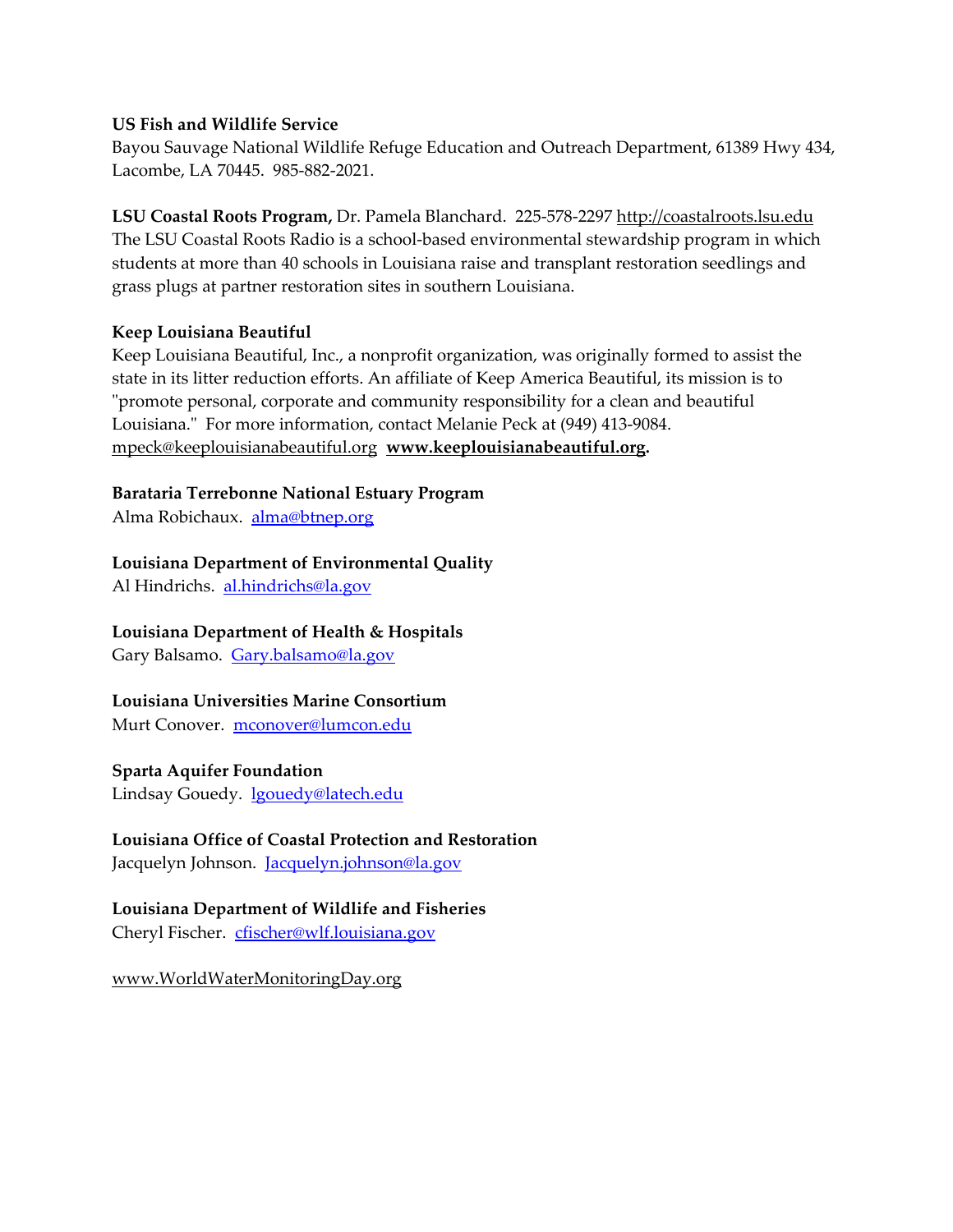**US Fish and Wildlife Service**
Bayou Sauvage National Wildlife Refuge Education and Outreach Department, 61389 Hwy 434, Lacombe, LA 70445. 985-882-2021.

**LSU Coastal Roots Program,** Dr. Pamela Blanchard. 225-578-2297 http://coastalroots.lsu.edu
The LSU Coastal Roots Radio is a school-based environmental stewardship program in which students at more than 40 schools in Louisiana raise and transplant restoration seedlings and grass plugs at partner restoration sites in southern Louisiana.

**Keep Louisiana Beautiful**
Keep Louisiana Beautiful, Inc., a nonprofit organization, was originally formed to assist the state in its litter reduction efforts. An affiliate of Keep America Beautiful, its mission is to "promote personal, corporate and community responsibility for a clean and beautiful Louisiana." For more information, contact Melanie Peck at (949) 413-9084. mpeck@keeplouisianabeautiful.org **www.keeplouisianabeautiful.org.**

**Barataria Terrebonne National Estuary Program**
Alma Robichaux. alma@btnep.org

**Louisiana Department of Environmental Quality**
Al Hindrichs. al.hindrichs@la.gov

**Louisiana Department of Health & Hospitals**
Gary Balsamo. Gary.balsamo@la.gov

**Louisiana Universities Marine Consortium**
Murt Conover. mconover@lumcon.edu

**Sparta Aquifer Foundation**
Lindsay Gouedy. lgouedy@latech.edu

**Louisiana Office of Coastal Protection and Restoration**
Jacquelyn Johnson. Jacquelyn.johnson@la.gov

**Louisiana Department of Wildlife and Fisheries**
Cheryl Fischer. cfischer@wlf.louisiana.gov

www.WorldWaterMonitoringDay.org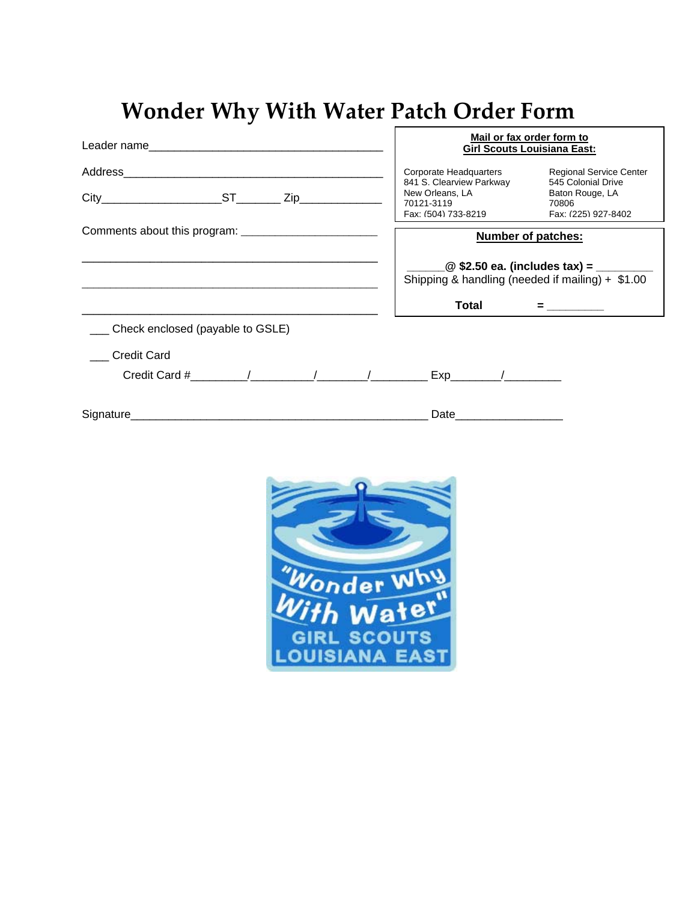# Wonder Why With Water Patch Order Form

Leader name_____________________________________

Address__________________________________________

City___________________ST_______ Zip_____________

Comments about this program: ______________________

_______________________________________________

_______________________________________________

_______________________________________________

**Mail or fax order form to Girl Scouts Louisiana East:**

| | |
|---|---|
| Corporate Headquarters<br>841 S. Clearview Parkway<br>New Orleans, LA<br>70121-3119<br>Fax: (504) 733-8219 | Regional Service Center<br>545 Colonial Drive<br>Baton Rouge, LA<br>70806<br>Fax: (225) 927-8402 |

**Number of patches:**

______**@ $2.50 ea. (includes tax) =** _________

Shipping & handling (needed if mailing) + $1.00

**Total** **=** _________

___ Check enclosed (payable to GSLE)

___ Credit Card

Credit Card #_________/__________/________/_________ Exp________/_________

Signature_____________________________________________ Date________________

"Wonder Why With Water"
GIRL SCOUTS
LOUISIANA EAST